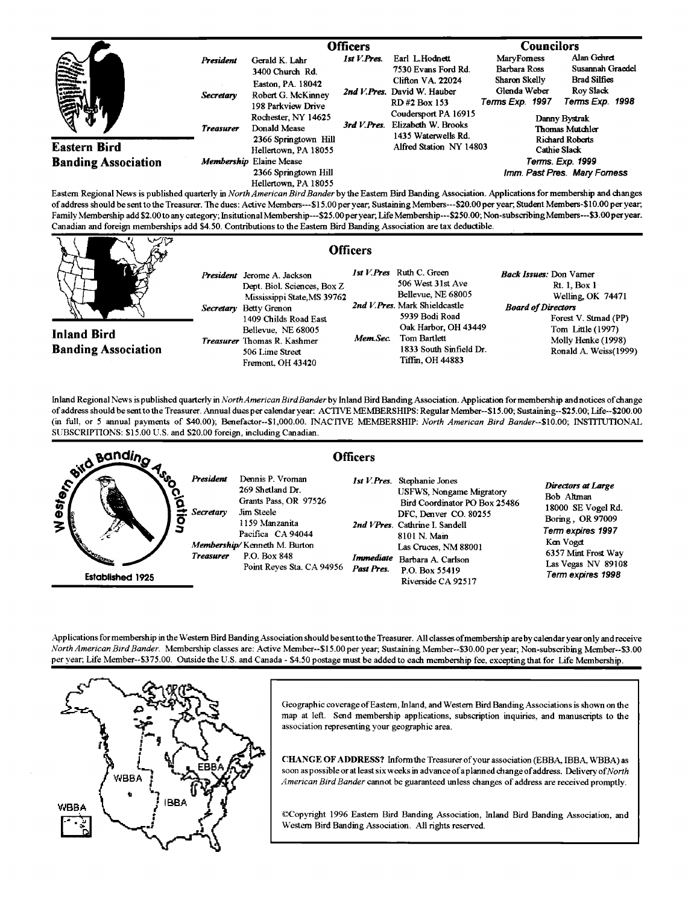## Eastern Bird Banding Association

### Officers

*President* Gerald K. Lahr
3400 Church Rd.
Easton, PA. 18042

*Secretary* Robert G. McKinney
198 Parkview Drive
Rochester, NY 14625

*Treasurer* Donald Mease
2366 Springtown Hill
Hellertown, PA 18055

*Membership* Elaine Mease
2366 Springtown Hill
Hellertown, PA 18055

*1st V.Pres.* Earl L.Hodnett
7530 Evans Ford Rd.
Clifton VA. 22024

*2nd V.Pres.* David W. Hauber
RD #2 Box 153
Coudersport PA 16915

*3rd V.Pres.* Elizabeth W. Brooks
1435 Waterwells Rd.
Alfred Station NY 14803

### Councilors

MaryForness, Barbara Ross, Sharon Skelly, Glenda Weber — *Terms Exp. 1997*

Alan Gehret, Susannah Graedel, Brad Silfies, Roy Slack — *Terms Exp. 1998*

Danny Bystrak, Thomas Mutchler, Richard Roberts, Cathie Slack — *Terms. Exp. 1999*

*Imm. Past Pres.* Mary Forness

Eastern Regional News is published quarterly in *North American Bird Bander* by the Eastern Bird Banding Association. Applications for membership and changes of address should be sent to the Treasurer. The dues: Active Members---$15.00 per year; Sustaining Members---$20.00 per year; Student Members-$10.00 per year; Family Membership add $2.00 to any category; Insitutional Membership---$25.00 per year; Life Membership---$250.00; Non-subscribing Members---$3.00 per year. Canadian and foreign memberships add $4.50. Contributions to the Eastern Bird Banding Association are tax deductible.

## Inland Bird Banding Association

### Officers

*President* Jerome A. Jackson
Dept. Biol. Sciences, Box Z
Mississippi State, MS 39762

*Secretary* Betty Grenon
1409 Childs Road East
Bellevue, NE 68005

*Treasurer* Thomas R. Kashmer
506 Lime Street
Fremont, OH 43420

*1st V.Pres* Ruth C. Green
506 West 31st Ave
Bellevue, NE 68005

*2nd V.Pres.* Mark Shieldcastle
5939 Bodi Road
Oak Harbor, OH 43449

*Mem.Sec.* Tom Bartlett
1833 South Sinfield Dr.
Tiffin, OH 44883

*Back Issues:* Don Varner
Rt. 1, Box 1
Welling, OK 74471

*Board of Directors*
Forest V. Strnad (PP)
Tom Little (1997)
Molly Henke (1998)
Ronald A. Weiss(1999)

Inland Regional News is published quarterly in *North American Bird Bander* by Inland Bird Banding Association. Application for membership and notices of change of address should be sent to the Treasurer. Annual dues per calendar year: ACTIVE MEMBERSHIPS: Regular Member--$15.00; Sustaining--$25.00; Life--$200.00 (in full, or 5 annual payments of $40.00); Benefactor--$1,000.00. INACTIVE MEMBERSHIP: *North American Bird Bander*--$10.00; INSTITUTIONAL SUBSCRIPTIONS: $15.00 U.S. and $20.00 foreign, including Canadian.

## Western Bird Banding Association

Established 1925

### Officers

*President* Dennis P. Vroman
269 Shetland Dr.
Grants Pass, OR 97526

*Secretary* Jim Steele
1159 Manzanita
Pacifica CA 94044

*Membership/* Kenneth M. Burton
*Treasurer* P.O. Box 848
Point Reyes Sta. CA 94956

*1st V.Pres.* Stephanie Jones
USFWS, Nongame Migratory
Bird Coordinator PO Box 25486
DFC, Denver CO. 80255

*2nd VPres.* Cathrine I. Sandell
8101 N. Main
Las Cruces, NM 88001

*Immediate Past Pres.* Barbara A. Carlson
P.O. Box 55419
Riverside CA 92517

*Directors at Large*
Bob Altman
18000 SE Vogel Rd.
Boring, OR 97009
*Term expires 1997*
Ken Voget
6357 Mint Frost Way
Las Vegas NV 89108
*Term expires 1998*

Applications for membership in the Western Bird Banding Association should be sent to the Treasurer. All classes of membership are by calendar year only and receive *North American Bird Bander*. Membership classes are: Active Member--$15.00 per year; Sustaining Member--$30.00 per year; Non-subscribing Member--$3.00 per year; Life Member--$375.00. Outside the U.S. and Canada - $4.50 postage must be added to each membership fee, excepting that for Life Membership.

Geographic coverage of Eastern, Inland, and Western Bird Banding Associations is shown on the map at left. Send membership applications, subscription inquiries, and manuscripts to the association representing your geographic area.

**CHANGE OF ADDRESS?** Inform the Treasurer of your association (EBBA, IBBA, WBBA) as soon as possible or at least six weeks in advance of a planned change of address. Delivery of *North American Bird Bander* cannot be guaranteed unless changes of address are received promptly.

©Copyright 1996 Eastern Bird Banding Association, Inland Bird Banding Association, and Western Bird Banding Association. All rights reserved.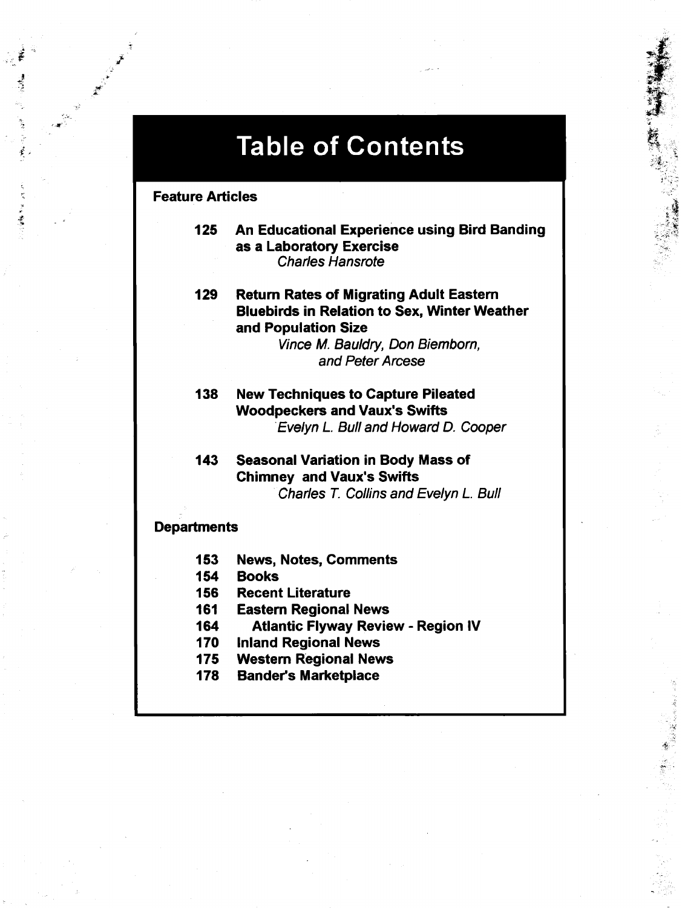# Table of Contents

## Feature Articles

**125 An Educational Experience using Bird Banding as a Laboratory Exercise**
*Charles Hansrote*

**129 Return Rates of Migrating Adult Eastern Bluebirds in Relation to Sex, Winter Weather and Population Size**
*Vince M. Bauldry, Don Biemborn, and Peter Arcese*

**138 New Techniques to Capture Pileated Woodpeckers and Vaux's Swifts**
*Evelyn L. Bull and Howard D. Cooper*

**143 Seasonal Variation in Body Mass of Chimney and Vaux's Swifts**
*Charles T. Collins and Evelyn L. Bull*

## Departments

**153 News, Notes, Comments**
**154 Books**
**156 Recent Literature**
**161 Eastern Regional News**
**164 Atlantic Flyway Review - Region IV**
**170 Inland Regional News**
**175 Western Regional News**
**178 Bander's Marketplace**